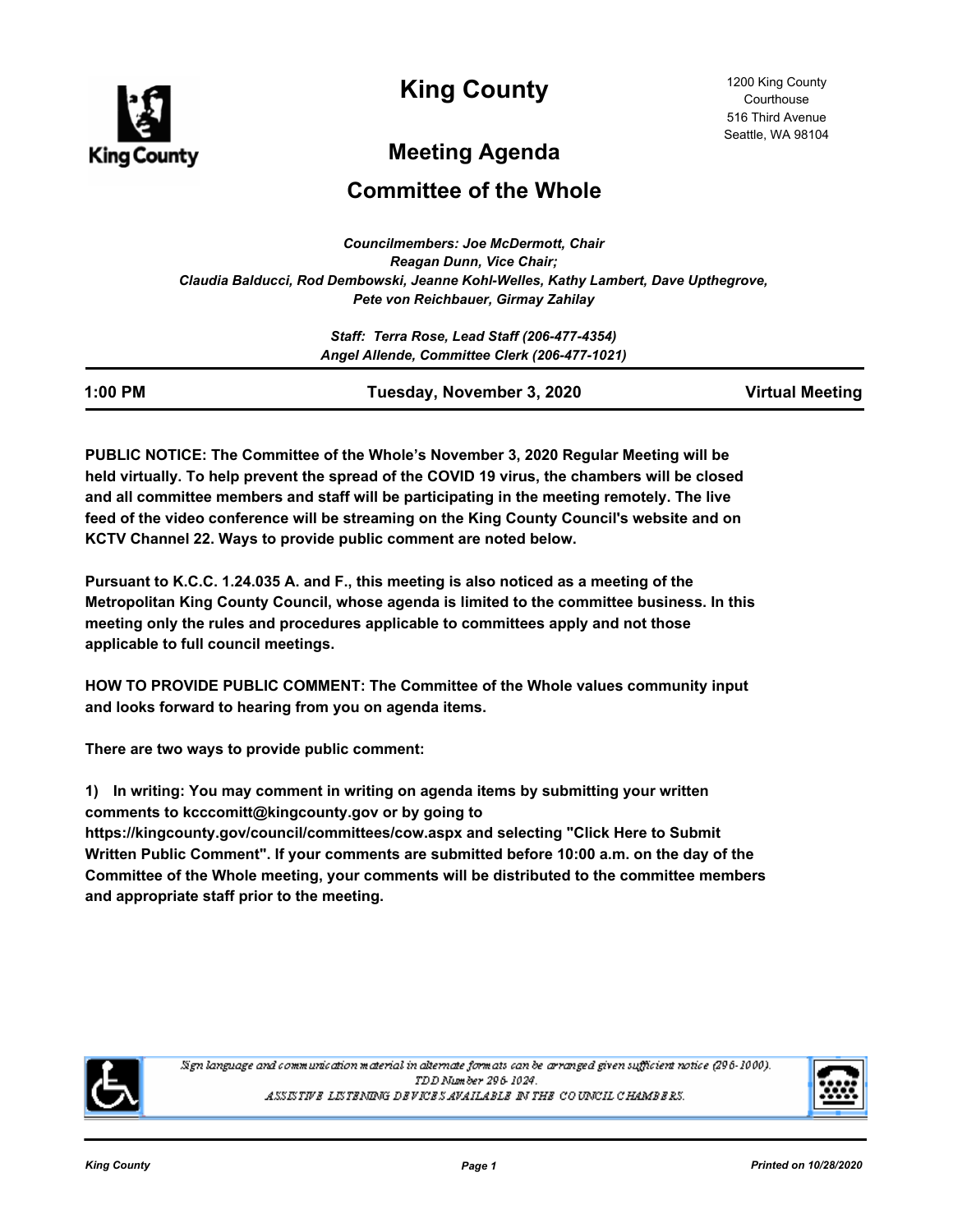# King County

1200 King County Courthouse
516 Third Avenue
Seattle, WA 98104

## Meeting Agenda

## Committee of the Whole

*Councilmembers: Joe McDermott, Chair*
*Reagan Dunn, Vice Chair;*
*Claudia Balducci, Rod Dembowski, Jeanne Kohl-Welles, Kathy Lambert, Dave Upthegrove, Pete von Reichbauer, Girmay Zahilay*

*Staff: Terra Rose, Lead Staff (206-477-4354)*
*Angel Allende, Committee Clerk (206-477-1021)*

| 1:00 PM | Tuesday, November 3, 2020 | Virtual Meeting |
|---|---|---|

**PUBLIC NOTICE: The Committee of the Whole's November 3, 2020 Regular Meeting will be held virtually. To help prevent the spread of the COVID 19 virus, the chambers will be closed and all committee members and staff will be participating in the meeting remotely. The live feed of the video conference will be streaming on the King County Council's website and on KCTV Channel 22. Ways to provide public comment are noted below.**

**Pursuant to K.C.C. 1.24.035 A. and F., this meeting is also noticed as a meeting of the Metropolitan King County Council, whose agenda is limited to the committee business. In this meeting only the rules and procedures applicable to committees apply and not those applicable to full council meetings.**

**HOW TO PROVIDE PUBLIC COMMENT: The Committee of the Whole values community input and looks forward to hearing from you on agenda items.**

**There are two ways to provide public comment:**

**1) In writing: You may comment in writing on agenda items by submitting your written comments to kcccomitt@kingcounty.gov or by going to https://kingcounty.gov/council/committees/cow.aspx and selecting "Click Here to Submit Written Public Comment". If your comments are submitted before 10:00 a.m. on the day of the Committee of the Whole meeting, your comments will be distributed to the committee members and appropriate staff prior to the meeting.**

*Sign language and communication material in alternate formats can be arranged given sufficient notice (296-1000).*
*TDD Number 296-1024.*
*ASSISTIVE LISTENING DEVICES AVAILABLE IN THE COUNCIL CHAMBERS.*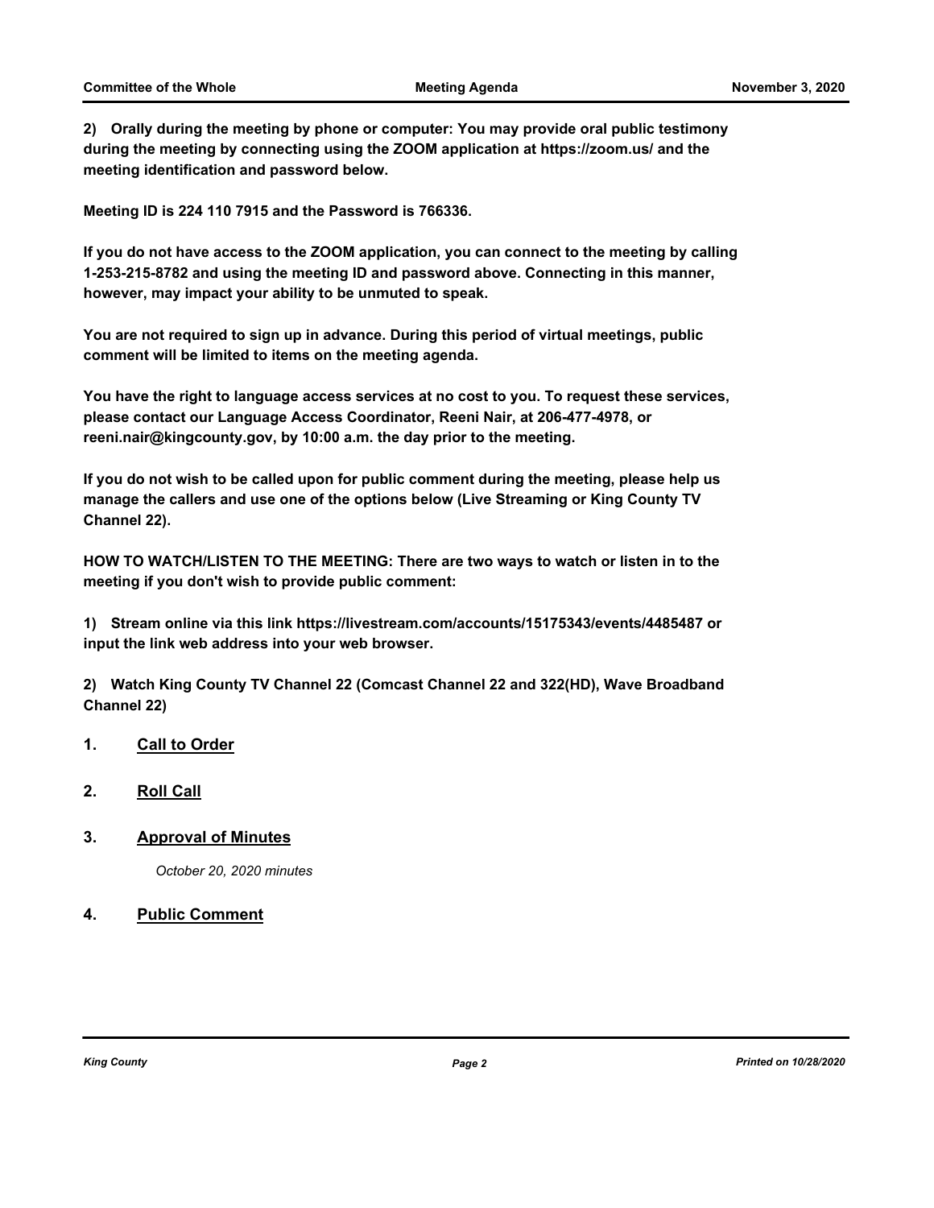**2) Orally during the meeting by phone or computer: You may provide oral public testimony during the meeting by connecting using the ZOOM application at https://zoom.us/ and the meeting identification and password below.**

**Meeting ID is 224 110 7915 and the Password is 766336.**

**If you do not have access to the ZOOM application, you can connect to the meeting by calling 1-253-215-8782 and using the meeting ID and password above. Connecting in this manner, however, may impact your ability to be unmuted to speak.**

**You are not required to sign up in advance. During this period of virtual meetings, public comment will be limited to items on the meeting agenda.**

**You have the right to language access services at no cost to you. To request these services, please contact our Language Access Coordinator, Reeni Nair, at 206-477-4978, or reeni.nair@kingcounty.gov, by 10:00 a.m. the day prior to the meeting.**

**If you do not wish to be called upon for public comment during the meeting, please help us manage the callers and use one of the options below (Live Streaming or King County TV Channel 22).**

**HOW TO WATCH/LISTEN TO THE MEETING: There are two ways to watch or listen in to the meeting if you don't wish to provide public comment:**

**1) Stream online via this link https://livestream.com/accounts/15175343/events/4485487 or input the link web address into your web browser.**

**2) Watch King County TV Channel 22 (Comcast Channel 22 and 322(HD), Wave Broadband Channel 22)**

## 1. Call to Order

## 2. Roll Call

## 3. Approval of Minutes

*October 20, 2020 minutes*

## 4. Public Comment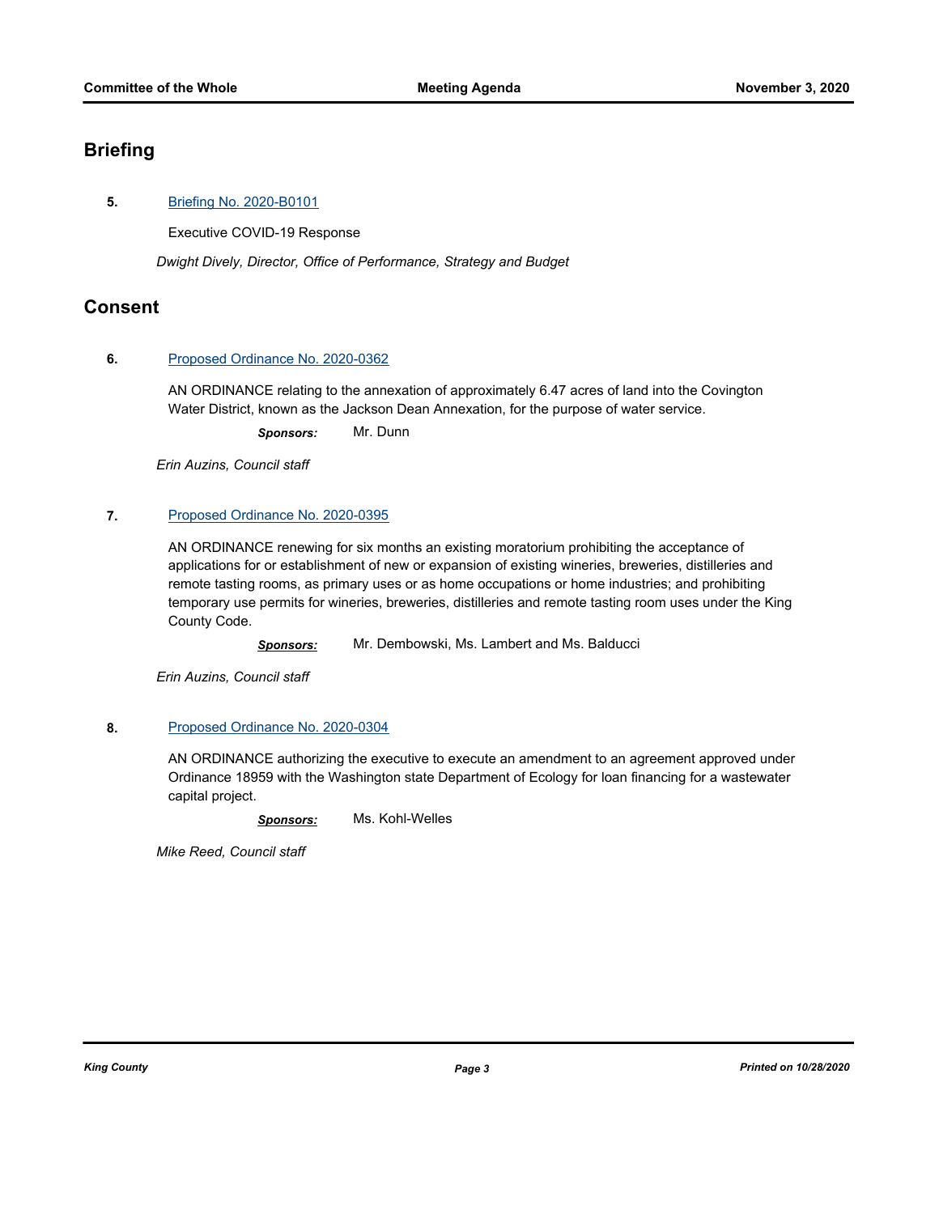## Briefing

**5.** Briefing No. 2020-B0101

Executive COVID-19 Response

*Dwight Dively, Director, Office of Performance, Strategy and Budget*

## Consent

**6.** Proposed Ordinance No. 2020-0362

AN ORDINANCE relating to the annexation of approximately 6.47 acres of land into the Covington Water District, known as the Jackson Dean Annexation, for the purpose of water service.

***Sponsors:*** Mr. Dunn

*Erin Auzins, Council staff*

**7.** Proposed Ordinance No. 2020-0395

AN ORDINANCE renewing for six months an existing moratorium prohibiting the acceptance of applications for or establishment of new or expansion of existing wineries, breweries, distilleries and remote tasting rooms, as primary uses or as home occupations or home industries; and prohibiting temporary use permits for wineries, breweries, distilleries and remote tasting room uses under the King County Code.

***Sponsors:*** Mr. Dembowski, Ms. Lambert and Ms. Balducci

*Erin Auzins, Council staff*

**8.** Proposed Ordinance No. 2020-0304

AN ORDINANCE authorizing the executive to execute an amendment to an agreement approved under Ordinance 18959 with the Washington state Department of Ecology for loan financing for a wastewater capital project.

***Sponsors:*** Ms. Kohl-Welles

*Mike Reed, Council staff*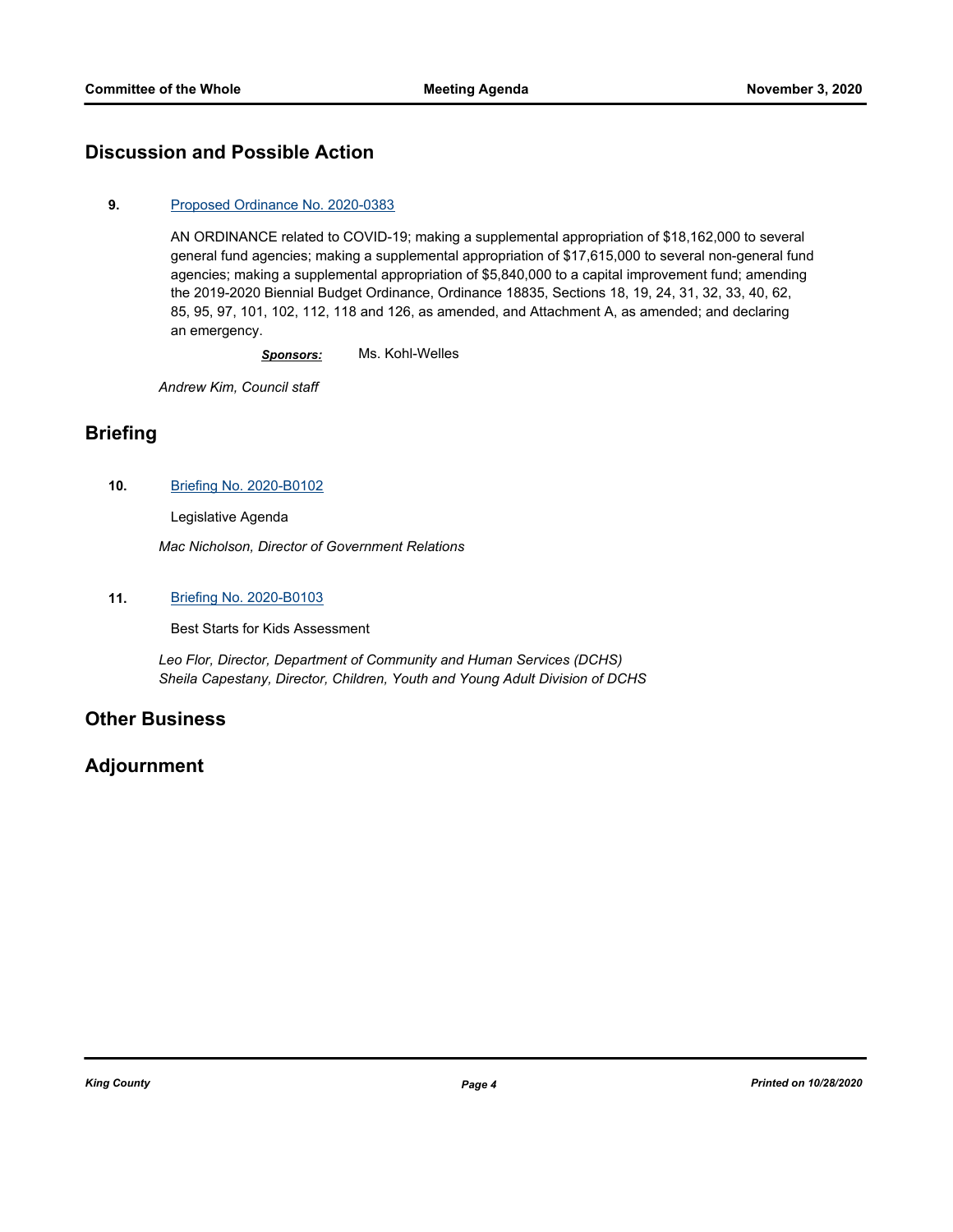## Discussion and Possible Action

**9.** [Proposed Ordinance No. 2020-0383]

AN ORDINANCE related to COVID-19; making a supplemental appropriation of $18,162,000 to several general fund agencies; making a supplemental appropriation of $17,615,000 to several non-general fund agencies; making a supplemental appropriation of $5,840,000 to a capital improvement fund; amending the 2019-2020 Biennial Budget Ordinance, Ordinance 18835, Sections 18, 19, 24, 31, 32, 33, 40, 62, 85, 95, 97, 101, 102, 112, 118 and 126, as amended, and Attachment A, as amended; and declaring an emergency.

***Sponsors:*** Ms. Kohl-Welles

*Andrew Kim, Council staff*

## Briefing

**10.** [Briefing No. 2020-B0102]

Legislative Agenda

*Mac Nicholson, Director of Government Relations*

**11.** [Briefing No. 2020-B0103]

Best Starts for Kids Assessment

*Leo Flor, Director, Department of Community and Human Services (DCHS)*
*Sheila Capestany, Director, Children, Youth and Young Adult Division of DCHS*

## Other Business

## Adjournment